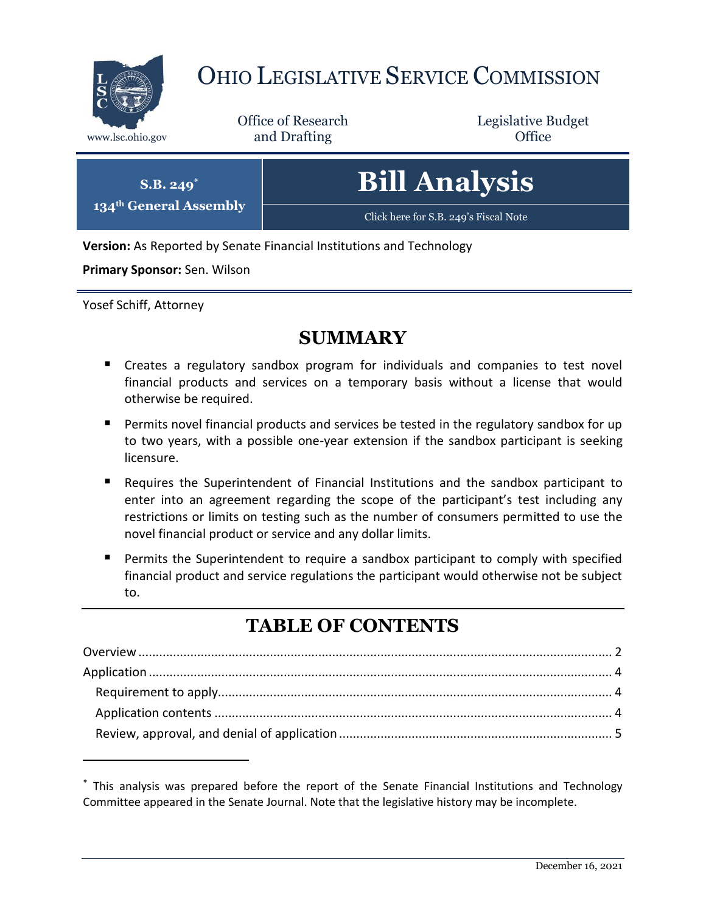# OHIO LEGISLATIVE SERVICE COMMISSION

www.lsc.ohio.gov

Office of Research and Drafting

Legislative Budget Office

**S.B. 249**[*]

**134th General Assembly**

# Bill Analysis

Click here for S.B. 249's Fiscal Note

**Version:** As Reported by Senate Financial Institutions and Technology

**Primary Sponsor:** Sen. Wilson

Yosef Schiff, Attorney

## SUMMARY

- Creates a regulatory sandbox program for individuals and companies to test novel financial products and services on a temporary basis without a license that would otherwise be required.
- Permits novel financial products and services be tested in the regulatory sandbox for up to two years, with a possible one-year extension if the sandbox participant is seeking licensure.
- Requires the Superintendent of Financial Institutions and the sandbox participant to enter into an agreement regarding the scope of the participant's test including any restrictions or limits on testing such as the number of consumers permitted to use the novel financial product or service and any dollar limits.
- Permits the Superintendent to require a sandbox participant to comply with specified financial product and service regulations the participant would otherwise not be subject to.

## TABLE OF CONTENTS

Overview ........................................................................................................................ 2

Application ..................................................................................................................... 4

  Requirement to apply.................................................................................................. 4

  Application contents ................................................................................................... 4

  Review, approval, and denial of application ............................................................... 5

[*] This analysis was prepared before the report of the Senate Financial Institutions and Technology Committee appeared in the Senate Journal. Note that the legislative history may be incomplete.

December 16, 2021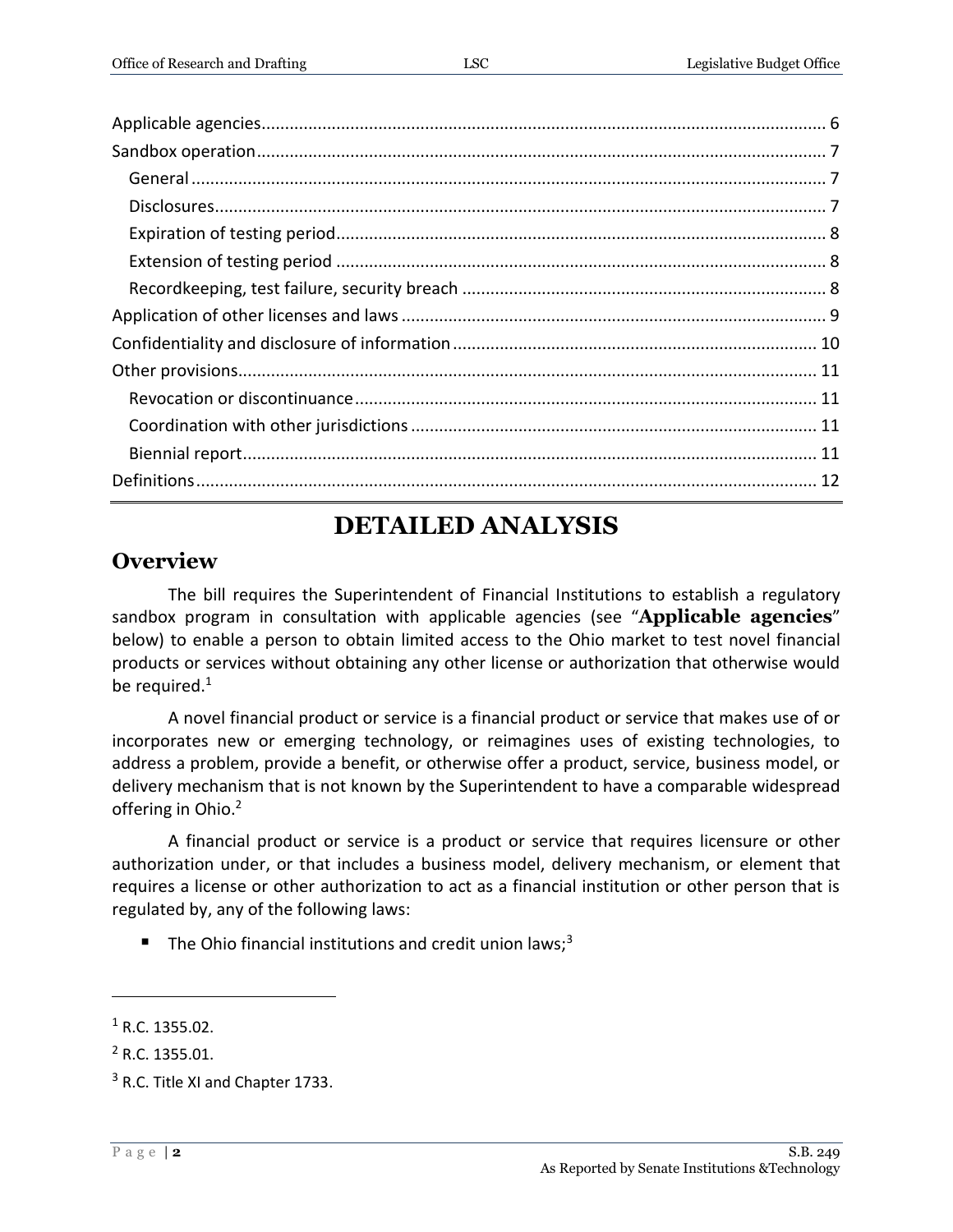Applicable agencies........................................................................................................................ 6
Sandbox operation......................................................................................................................... 7
  General ....................................................................................................................................... 7
  Disclosures.................................................................................................................................. 7
  Expiration of testing period........................................................................................................ 8
  Extension of testing period ........................................................................................................ 8
  Recordkeeping, test failure, security breach ............................................................................. 8
Application of other licenses and laws ........................................................................................... 9
Confidentiality and disclosure of information ............................................................................. 10
Other provisions........................................................................................................................... 11
  Revocation or discontinuance .................................................................................................. 11
  Coordination with other jurisdictions ...................................................................................... 11
  Biennial report.......................................................................................................................... 11
Definitions ................................................................................................................................... 12

# DETAILED ANALYSIS

## Overview

The bill requires the Superintendent of Financial Institutions to establish a regulatory sandbox program in consultation with applicable agencies (see "**Applicable agencies**" below) to enable a person to obtain limited access to the Ohio market to test novel financial products or services without obtaining any other license or authorization that otherwise would be required.[1]

A novel financial product or service is a financial product or service that makes use of or incorporates new or emerging technology, or reimagines uses of existing technologies, to address a problem, provide a benefit, or otherwise offer a product, service, business model, or delivery mechanism that is not known by the Superintendent to have a comparable widespread offering in Ohio.[2]

A financial product or service is a product or service that requires licensure or other authorization under, or that includes a business model, delivery mechanism, or element that requires a license or other authorization to act as a financial institution or other person that is regulated by, any of the following laws:

- The Ohio financial institutions and credit union laws;[3]

---

[1] R.C. 1355.02.

[2] R.C. 1355.01.

[3] R.C. Title XI and Chapter 1733.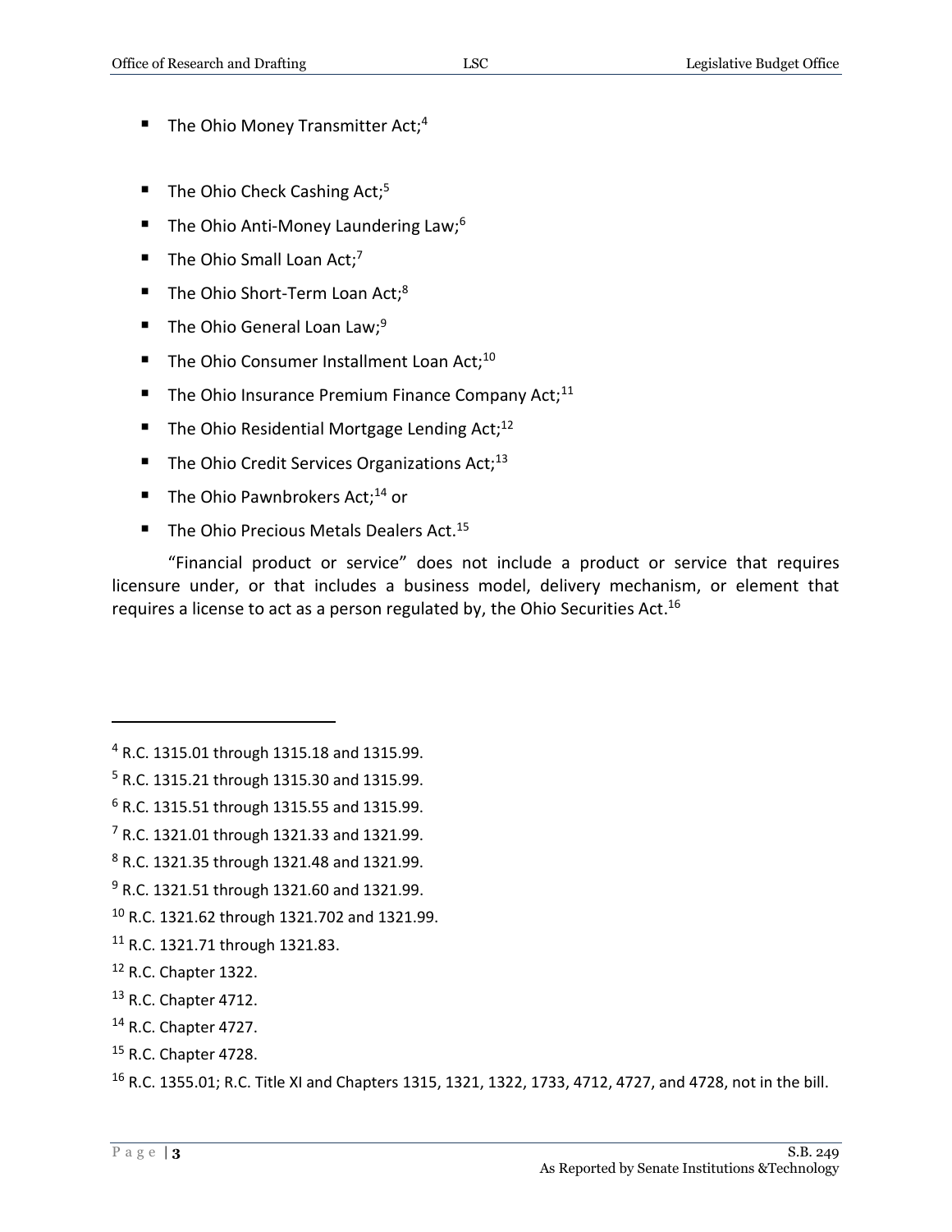- The Ohio Money Transmitter Act;[4]
- The Ohio Check Cashing Act;[5]
- The Ohio Anti-Money Laundering Law;[6]
- The Ohio Small Loan Act;[7]
- The Ohio Short-Term Loan Act;[8]
- The Ohio General Loan Law;[9]
- The Ohio Consumer Installment Loan Act;[10]
- The Ohio Insurance Premium Finance Company Act;[11]
- The Ohio Residential Mortgage Lending Act;[12]
- The Ohio Credit Services Organizations Act;[13]
- The Ohio Pawnbrokers Act;[14] or
- The Ohio Precious Metals Dealers Act.[15]

"Financial product or service" does not include a product or service that requires licensure under, or that includes a business model, delivery mechanism, or element that requires a license to act as a person regulated by, the Ohio Securities Act.[16]

---

[4] R.C. 1315.01 through 1315.18 and 1315.99.

[5] R.C. 1315.21 through 1315.30 and 1315.99.

[6] R.C. 1315.51 through 1315.55 and 1315.99.

[7] R.C. 1321.01 through 1321.33 and 1321.99.

[8] R.C. 1321.35 through 1321.48 and 1321.99.

[9] R.C. 1321.51 through 1321.60 and 1321.99.

[10] R.C. 1321.62 through 1321.702 and 1321.99.

[11] R.C. 1321.71 through 1321.83.

[12] R.C. Chapter 1322.

[13] R.C. Chapter 4712.

[14] R.C. Chapter 4727.

[15] R.C. Chapter 4728.

[16] R.C. 1355.01; R.C. Title XI and Chapters 1315, 1321, 1322, 1733, 4712, 4727, and 4728, not in the bill.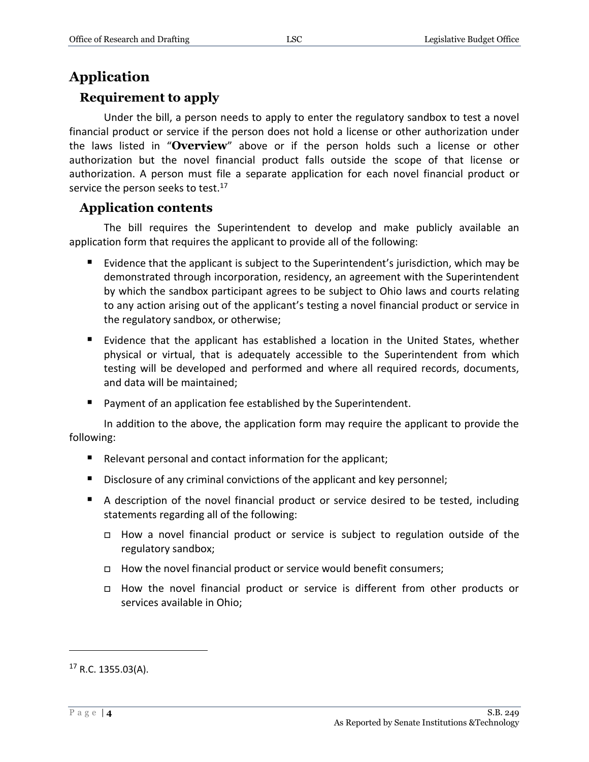## Application

### Requirement to apply

Under the bill, a person needs to apply to enter the regulatory sandbox to test a novel financial product or service if the person does not hold a license or other authorization under the laws listed in "**Overview**" above or if the person holds such a license or other authorization but the novel financial product falls outside the scope of that license or authorization. A person must file a separate application for each novel financial product or service the person seeks to test.[17]

### Application contents

The bill requires the Superintendent to develop and make publicly available an application form that requires the applicant to provide all of the following:

- Evidence that the applicant is subject to the Superintendent's jurisdiction, which may be demonstrated through incorporation, residency, an agreement with the Superintendent by which the sandbox participant agrees to be subject to Ohio laws and courts relating to any action arising out of the applicant's testing a novel financial product or service in the regulatory sandbox, or otherwise;
- Evidence that the applicant has established a location in the United States, whether physical or virtual, that is adequately accessible to the Superintendent from which testing will be developed and performed and where all required records, documents, and data will be maintained;
- Payment of an application fee established by the Superintendent.

In addition to the above, the application form may require the applicant to provide the following:

- Relevant personal and contact information for the applicant;
- Disclosure of any criminal convictions of the applicant and key personnel;
- A description of the novel financial product or service desired to be tested, including statements regarding all of the following:
  - How a novel financial product or service is subject to regulation outside of the regulatory sandbox;
  - How the novel financial product or service would benefit consumers;
  - How the novel financial product or service is different from other products or services available in Ohio;

---

[17] R.C. 1355.03(A).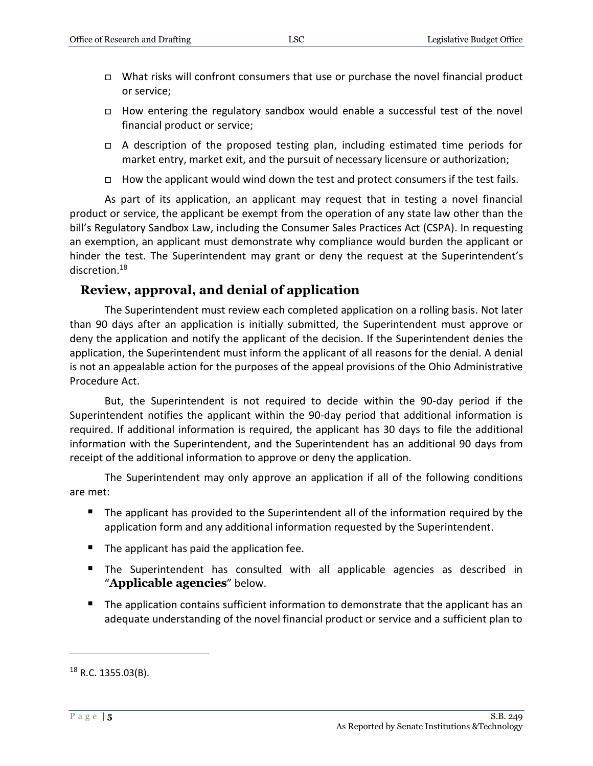- What risks will confront consumers that use or purchase the novel financial product or service;
- How entering the regulatory sandbox would enable a successful test of the novel financial product or service;
- A description of the proposed testing plan, including estimated time periods for market entry, market exit, and the pursuit of necessary licensure or authorization;
- How the applicant would wind down the test and protect consumers if the test fails.

As part of its application, an applicant may request that in testing a novel financial product or service, the applicant be exempt from the operation of any state law other than the bill's Regulatory Sandbox Law, including the Consumer Sales Practices Act (CSPA). In requesting an exemption, an applicant must demonstrate why compliance would burden the applicant or hinder the test. The Superintendent may grant or deny the request at the Superintendent's discretion.[18]

## Review, approval, and denial of application

The Superintendent must review each completed application on a rolling basis. Not later than 90 days after an application is initially submitted, the Superintendent must approve or deny the application and notify the applicant of the decision. If the Superintendent denies the application, the Superintendent must inform the applicant of all reasons for the denial. A denial is not an appealable action for the purposes of the appeal provisions of the Ohio Administrative Procedure Act.

But, the Superintendent is not required to decide within the 90-day period if the Superintendent notifies the applicant within the 90-day period that additional information is required. If additional information is required, the applicant has 30 days to file the additional information with the Superintendent, and the Superintendent has an additional 90 days from receipt of the additional information to approve or deny the application.

The Superintendent may only approve an application if all of the following conditions are met:

- The applicant has provided to the Superintendent all of the information required by the application form and any additional information requested by the Superintendent.
- The applicant has paid the application fee.
- The Superintendent has consulted with all applicable agencies as described in "**Applicable agencies**" below.
- The application contains sufficient information to demonstrate that the applicant has an adequate understanding of the novel financial product or service and a sufficient plan to

---

[18] R.C. 1355.03(B).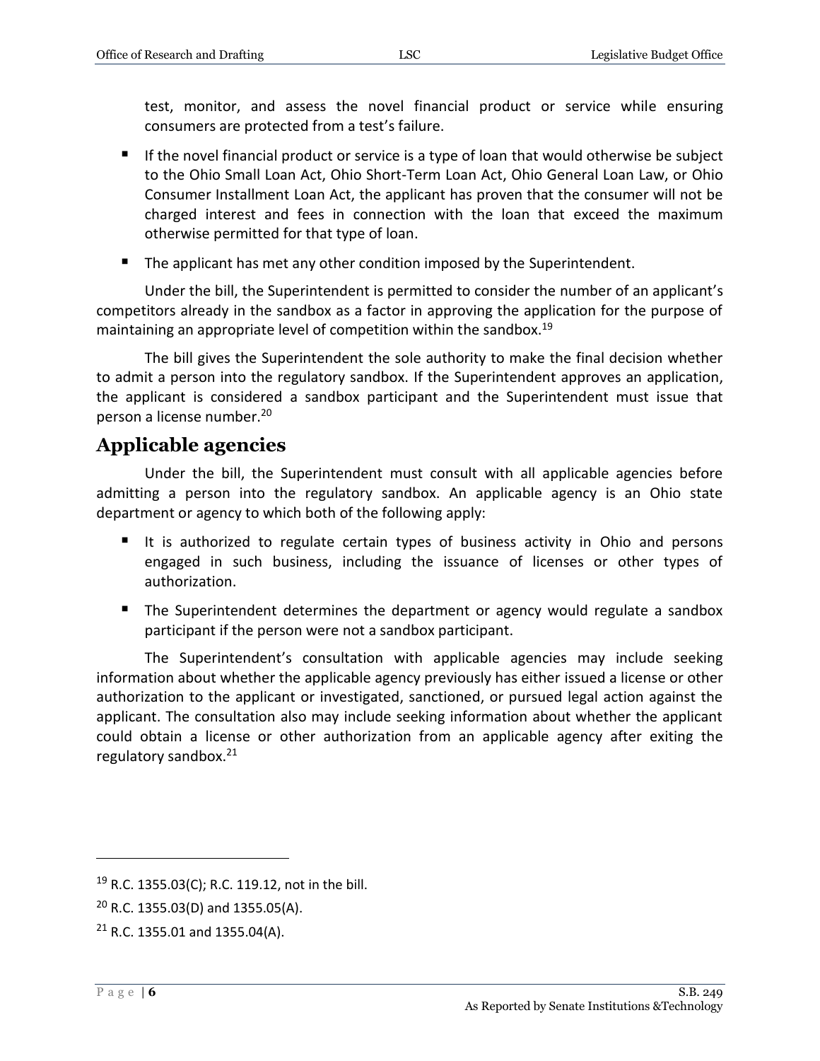test, monitor, and assess the novel financial product or service while ensuring consumers are protected from a test's failure.

- If the novel financial product or service is a type of loan that would otherwise be subject to the Ohio Small Loan Act, Ohio Short-Term Loan Act, Ohio General Loan Law, or Ohio Consumer Installment Loan Act, the applicant has proven that the consumer will not be charged interest and fees in connection with the loan that exceed the maximum otherwise permitted for that type of loan.
- The applicant has met any other condition imposed by the Superintendent.

Under the bill, the Superintendent is permitted to consider the number of an applicant's competitors already in the sandbox as a factor in approving the application for the purpose of maintaining an appropriate level of competition within the sandbox.[19]

The bill gives the Superintendent the sole authority to make the final decision whether to admit a person into the regulatory sandbox. If the Superintendent approves an application, the applicant is considered a sandbox participant and the Superintendent must issue that person a license number.[20]

## Applicable agencies

Under the bill, the Superintendent must consult with all applicable agencies before admitting a person into the regulatory sandbox. An applicable agency is an Ohio state department or agency to which both of the following apply:

- It is authorized to regulate certain types of business activity in Ohio and persons engaged in such business, including the issuance of licenses or other types of authorization.
- The Superintendent determines the department or agency would regulate a sandbox participant if the person were not a sandbox participant.

The Superintendent's consultation with applicable agencies may include seeking information about whether the applicable agency previously has either issued a license or other authorization to the applicant or investigated, sanctioned, or pursued legal action against the applicant. The consultation also may include seeking information about whether the applicant could obtain a license or other authorization from an applicable agency after exiting the regulatory sandbox.[21]

---

[19] R.C. 1355.03(C); R.C. 119.12, not in the bill.

[20] R.C. 1355.03(D) and 1355.05(A).

[21] R.C. 1355.01 and 1355.04(A).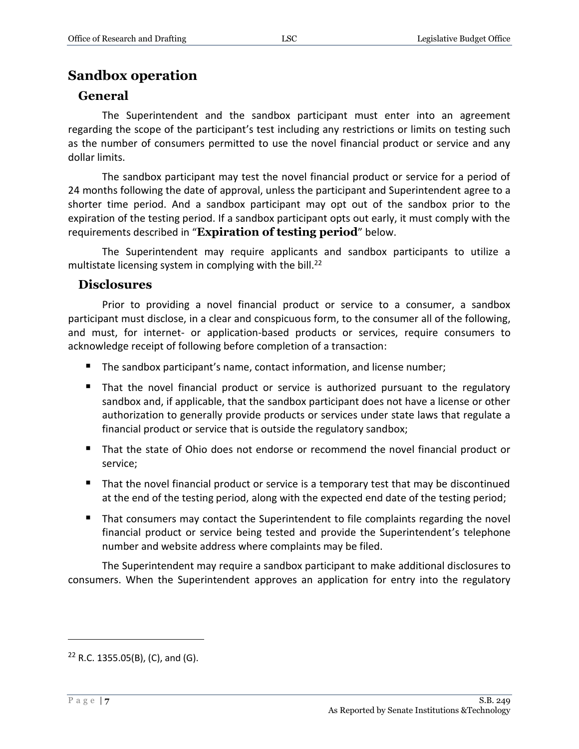## Sandbox operation

### General

The Superintendent and the sandbox participant must enter into an agreement regarding the scope of the participant's test including any restrictions or limits on testing such as the number of consumers permitted to use the novel financial product or service and any dollar limits.

The sandbox participant may test the novel financial product or service for a period of 24 months following the date of approval, unless the participant and Superintendent agree to a shorter time period. And a sandbox participant may opt out of the sandbox prior to the expiration of the testing period. If a sandbox participant opts out early, it must comply with the requirements described in "**Expiration of testing period**" below.

The Superintendent may require applicants and sandbox participants to utilize a multistate licensing system in complying with the bill.[22]

### Disclosures

Prior to providing a novel financial product or service to a consumer, a sandbox participant must disclose, in a clear and conspicuous form, to the consumer all of the following, and must, for internet- or application-based products or services, require consumers to acknowledge receipt of following before completion of a transaction:

- The sandbox participant's name, contact information, and license number;
- That the novel financial product or service is authorized pursuant to the regulatory sandbox and, if applicable, that the sandbox participant does not have a license or other authorization to generally provide products or services under state laws that regulate a financial product or service that is outside the regulatory sandbox;
- That the state of Ohio does not endorse or recommend the novel financial product or service;
- That the novel financial product or service is a temporary test that may be discontinued at the end of the testing period, along with the expected end date of the testing period;
- That consumers may contact the Superintendent to file complaints regarding the novel financial product or service being tested and provide the Superintendent's telephone number and website address where complaints may be filed.

The Superintendent may require a sandbox participant to make additional disclosures to consumers. When the Superintendent approves an application for entry into the regulatory

---

[22] R.C. 1355.05(B), (C), and (G).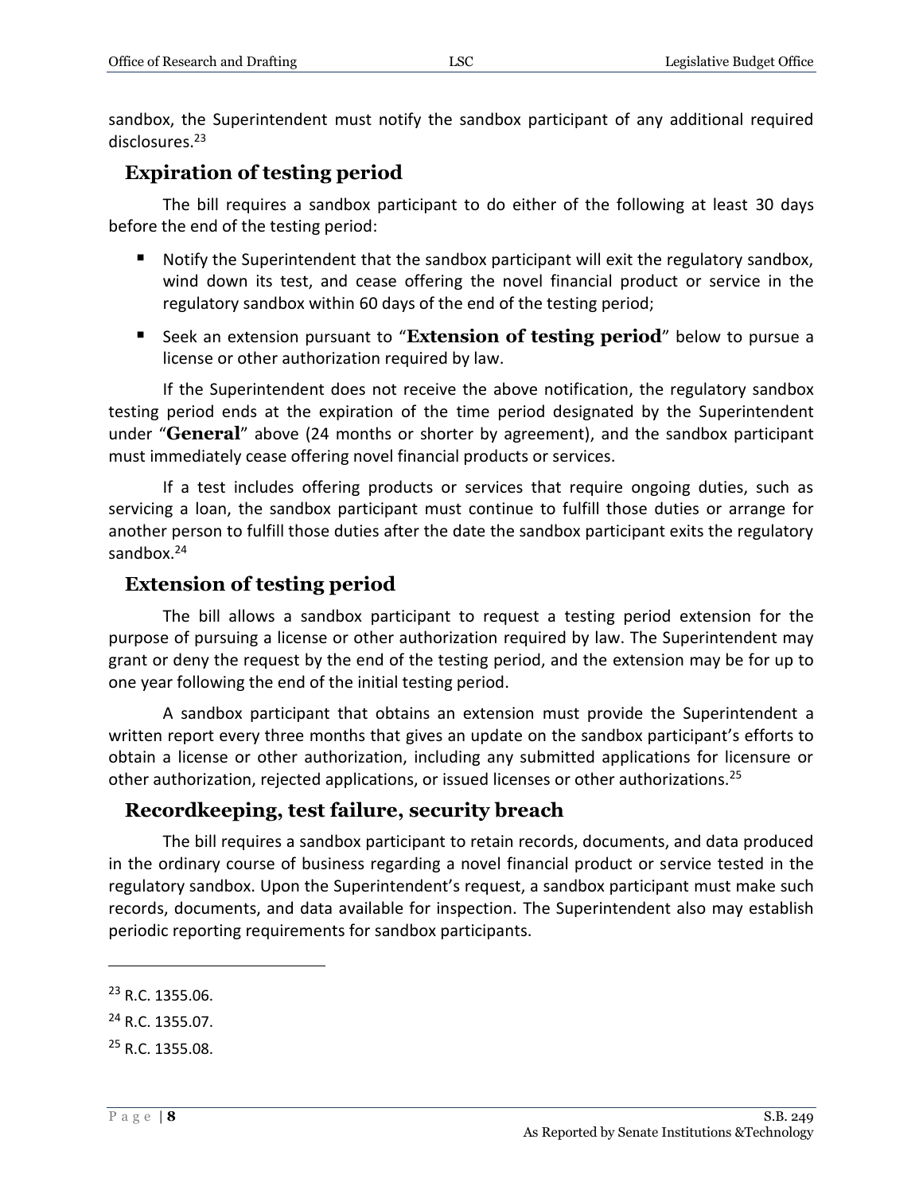sandbox, the Superintendent must notify the sandbox participant of any additional required disclosures.[23]

## Expiration of testing period

The bill requires a sandbox participant to do either of the following at least 30 days before the end of the testing period:

- Notify the Superintendent that the sandbox participant will exit the regulatory sandbox, wind down its test, and cease offering the novel financial product or service in the regulatory sandbox within 60 days of the end of the testing period;
- Seek an extension pursuant to "**Extension of testing period**" below to pursue a license or other authorization required by law.

If the Superintendent does not receive the above notification, the regulatory sandbox testing period ends at the expiration of the time period designated by the Superintendent under "**General**" above (24 months or shorter by agreement), and the sandbox participant must immediately cease offering novel financial products or services.

If a test includes offering products or services that require ongoing duties, such as servicing a loan, the sandbox participant must continue to fulfill those duties or arrange for another person to fulfill those duties after the date the sandbox participant exits the regulatory sandbox.[24]

## Extension of testing period

The bill allows a sandbox participant to request a testing period extension for the purpose of pursuing a license or other authorization required by law. The Superintendent may grant or deny the request by the end of the testing period, and the extension may be for up to one year following the end of the initial testing period.

A sandbox participant that obtains an extension must provide the Superintendent a written report every three months that gives an update on the sandbox participant's efforts to obtain a license or other authorization, including any submitted applications for licensure or other authorization, rejected applications, or issued licenses or other authorizations.[25]

## Recordkeeping, test failure, security breach

The bill requires a sandbox participant to retain records, documents, and data produced in the ordinary course of business regarding a novel financial product or service tested in the regulatory sandbox. Upon the Superintendent's request, a sandbox participant must make such records, documents, and data available for inspection. The Superintendent also may establish periodic reporting requirements for sandbox participants.

---

[23] R.C. 1355.06.

[24] R.C. 1355.07.

[25] R.C. 1355.08.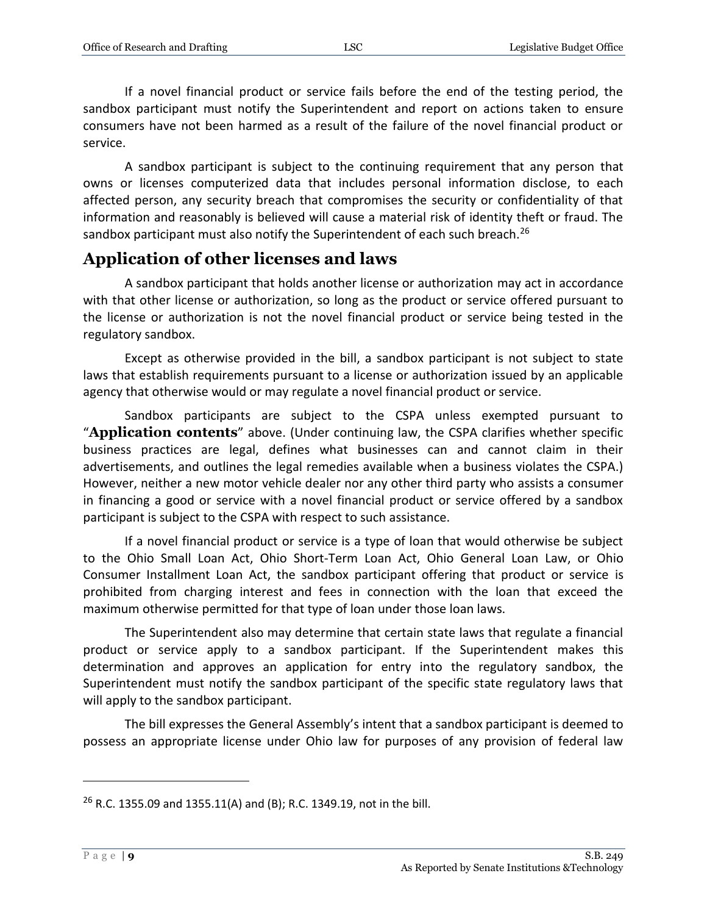If a novel financial product or service fails before the end of the testing period, the sandbox participant must notify the Superintendent and report on actions taken to ensure consumers have not been harmed as a result of the failure of the novel financial product or service.

A sandbox participant is subject to the continuing requirement that any person that owns or licenses computerized data that includes personal information disclose, to each affected person, any security breach that compromises the security or confidentiality of that information and reasonably is believed will cause a material risk of identity theft or fraud. The sandbox participant must also notify the Superintendent of each such breach.[26]

## Application of other licenses and laws

A sandbox participant that holds another license or authorization may act in accordance with that other license or authorization, so long as the product or service offered pursuant to the license or authorization is not the novel financial product or service being tested in the regulatory sandbox.

Except as otherwise provided in the bill, a sandbox participant is not subject to state laws that establish requirements pursuant to a license or authorization issued by an applicable agency that otherwise would or may regulate a novel financial product or service.

Sandbox participants are subject to the CSPA unless exempted pursuant to "**Application contents**" above. (Under continuing law, the CSPA clarifies whether specific business practices are legal, defines what businesses can and cannot claim in their advertisements, and outlines the legal remedies available when a business violates the CSPA.) However, neither a new motor vehicle dealer nor any other third party who assists a consumer in financing a good or service with a novel financial product or service offered by a sandbox participant is subject to the CSPA with respect to such assistance.

If a novel financial product or service is a type of loan that would otherwise be subject to the Ohio Small Loan Act, Ohio Short-Term Loan Act, Ohio General Loan Law, or Ohio Consumer Installment Loan Act, the sandbox participant offering that product or service is prohibited from charging interest and fees in connection with the loan that exceed the maximum otherwise permitted for that type of loan under those loan laws.

The Superintendent also may determine that certain state laws that regulate a financial product or service apply to a sandbox participant. If the Superintendent makes this determination and approves an application for entry into the regulatory sandbox, the Superintendent must notify the sandbox participant of the specific state regulatory laws that will apply to the sandbox participant.

The bill expresses the General Assembly's intent that a sandbox participant is deemed to possess an appropriate license under Ohio law for purposes of any provision of federal law

---

[26] R.C. 1355.09 and 1355.11(A) and (B); R.C. 1349.19, not in the bill.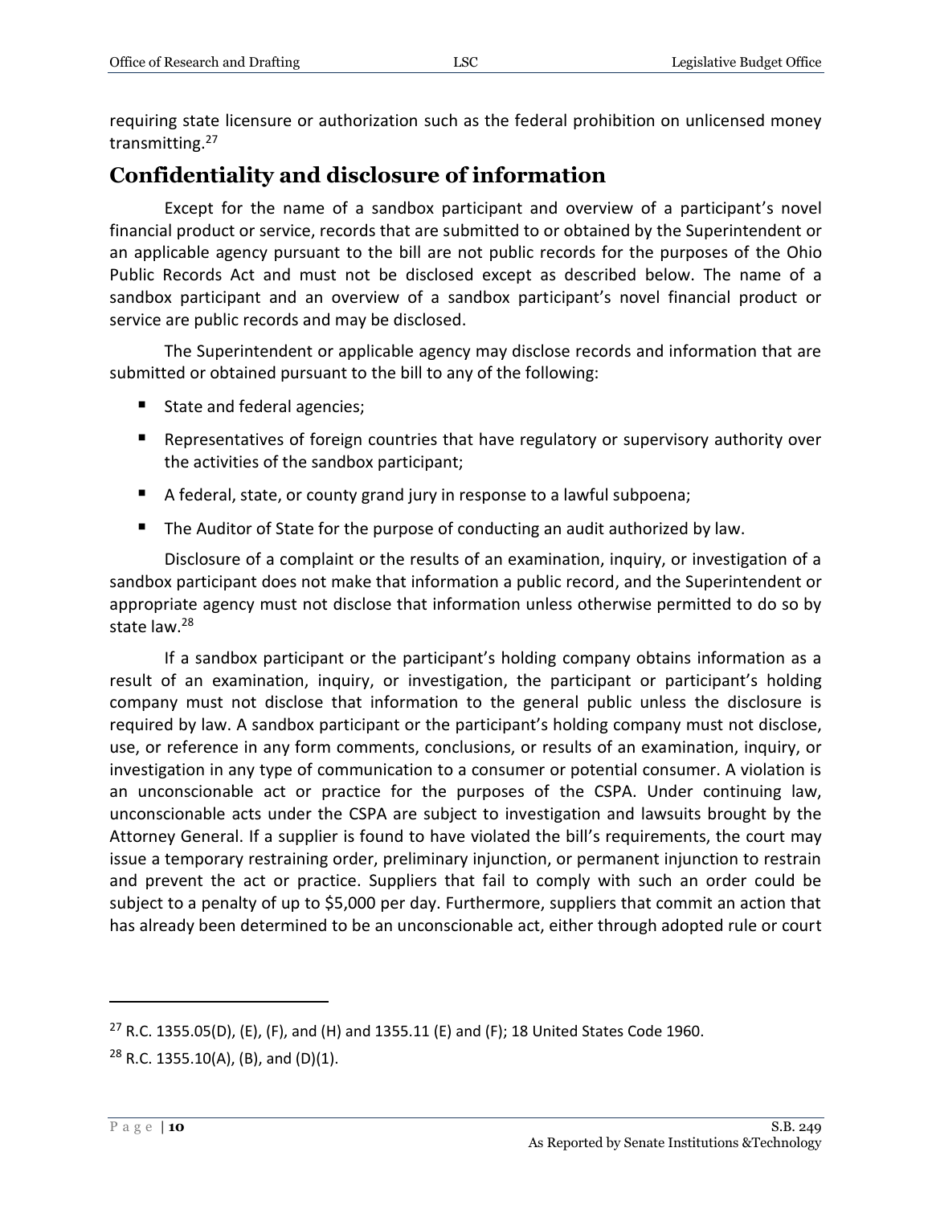requiring state licensure or authorization such as the federal prohibition on unlicensed money transmitting.[27]

## Confidentiality and disclosure of information

Except for the name of a sandbox participant and overview of a participant's novel financial product or service, records that are submitted to or obtained by the Superintendent or an applicable agency pursuant to the bill are not public records for the purposes of the Ohio Public Records Act and must not be disclosed except as described below. The name of a sandbox participant and an overview of a sandbox participant's novel financial product or service are public records and may be disclosed.

The Superintendent or applicable agency may disclose records and information that are submitted or obtained pursuant to the bill to any of the following:

- State and federal agencies;
- Representatives of foreign countries that have regulatory or supervisory authority over the activities of the sandbox participant;
- A federal, state, or county grand jury in response to a lawful subpoena;
- The Auditor of State for the purpose of conducting an audit authorized by law.

Disclosure of a complaint or the results of an examination, inquiry, or investigation of a sandbox participant does not make that information a public record, and the Superintendent or appropriate agency must not disclose that information unless otherwise permitted to do so by state law.[28]

If a sandbox participant or the participant's holding company obtains information as a result of an examination, inquiry, or investigation, the participant or participant's holding company must not disclose that information to the general public unless the disclosure is required by law. A sandbox participant or the participant's holding company must not disclose, use, or reference in any form comments, conclusions, or results of an examination, inquiry, or investigation in any type of communication to a consumer or potential consumer. A violation is an unconscionable act or practice for the purposes of the CSPA. Under continuing law, unconscionable acts under the CSPA are subject to investigation and lawsuits brought by the Attorney General. If a supplier is found to have violated the bill's requirements, the court may issue a temporary restraining order, preliminary injunction, or permanent injunction to restrain and prevent the act or practice. Suppliers that fail to comply with such an order could be subject to a penalty of up to $5,000 per day. Furthermore, suppliers that commit an action that has already been determined to be an unconscionable act, either through adopted rule or court

---

[27] R.C. 1355.05(D), (E), (F), and (H) and 1355.11 (E) and (F); 18 United States Code 1960.

[28] R.C. 1355.10(A), (B), and (D)(1).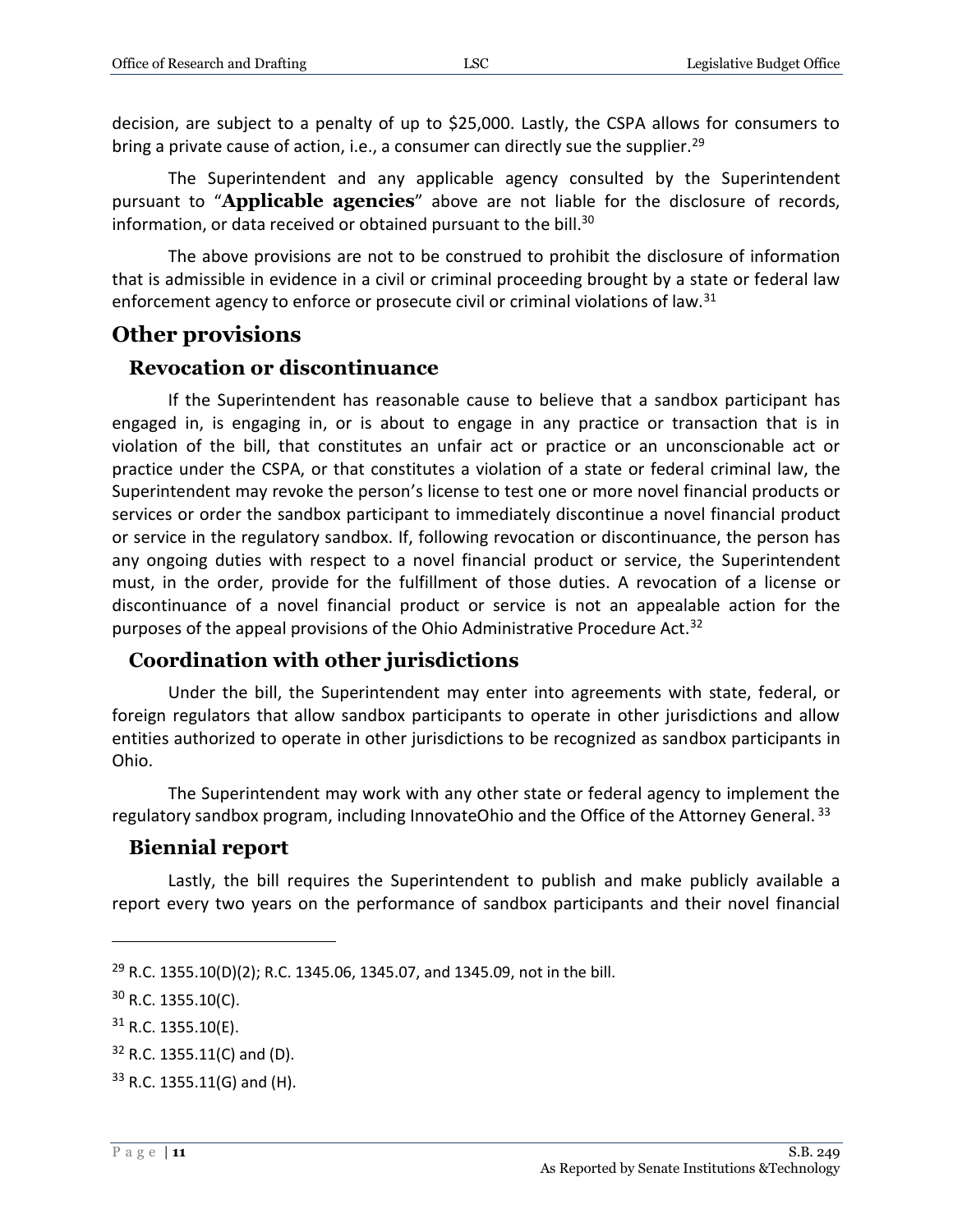decision, are subject to a penalty of up to $25,000. Lastly, the CSPA allows for consumers to bring a private cause of action, i.e., a consumer can directly sue the supplier.[29]

The Superintendent and any applicable agency consulted by the Superintendent pursuant to "**Applicable agencies**" above are not liable for the disclosure of records, information, or data received or obtained pursuant to the bill.[30]

The above provisions are not to be construed to prohibit the disclosure of information that is admissible in evidence in a civil or criminal proceeding brought by a state or federal law enforcement agency to enforce or prosecute civil or criminal violations of law.[31]

## Other provisions

### Revocation or discontinuance

If the Superintendent has reasonable cause to believe that a sandbox participant has engaged in, is engaging in, or is about to engage in any practice or transaction that is in violation of the bill, that constitutes an unfair act or practice or an unconscionable act or practice under the CSPA, or that constitutes a violation of a state or federal criminal law, the Superintendent may revoke the person's license to test one or more novel financial products or services or order the sandbox participant to immediately discontinue a novel financial product or service in the regulatory sandbox. If, following revocation or discontinuance, the person has any ongoing duties with respect to a novel financial product or service, the Superintendent must, in the order, provide for the fulfillment of those duties. A revocation of a license or discontinuance of a novel financial product or service is not an appealable action for the purposes of the appeal provisions of the Ohio Administrative Procedure Act.[32]

### Coordination with other jurisdictions

Under the bill, the Superintendent may enter into agreements with state, federal, or foreign regulators that allow sandbox participants to operate in other jurisdictions and allow entities authorized to operate in other jurisdictions to be recognized as sandbox participants in Ohio.

The Superintendent may work with any other state or federal agency to implement the regulatory sandbox program, including InnovateOhio and the Office of the Attorney General.[33]

### Biennial report

Lastly, the bill requires the Superintendent to publish and make publicly available a report every two years on the performance of sandbox participants and their novel financial

---

[29] R.C. 1355.10(D)(2); R.C. 1345.06, 1345.07, and 1345.09, not in the bill.

[30] R.C. 1355.10(C).

[31] R.C. 1355.10(E).

[32] R.C. 1355.11(C) and (D).

[33] R.C. 1355.11(G) and (H).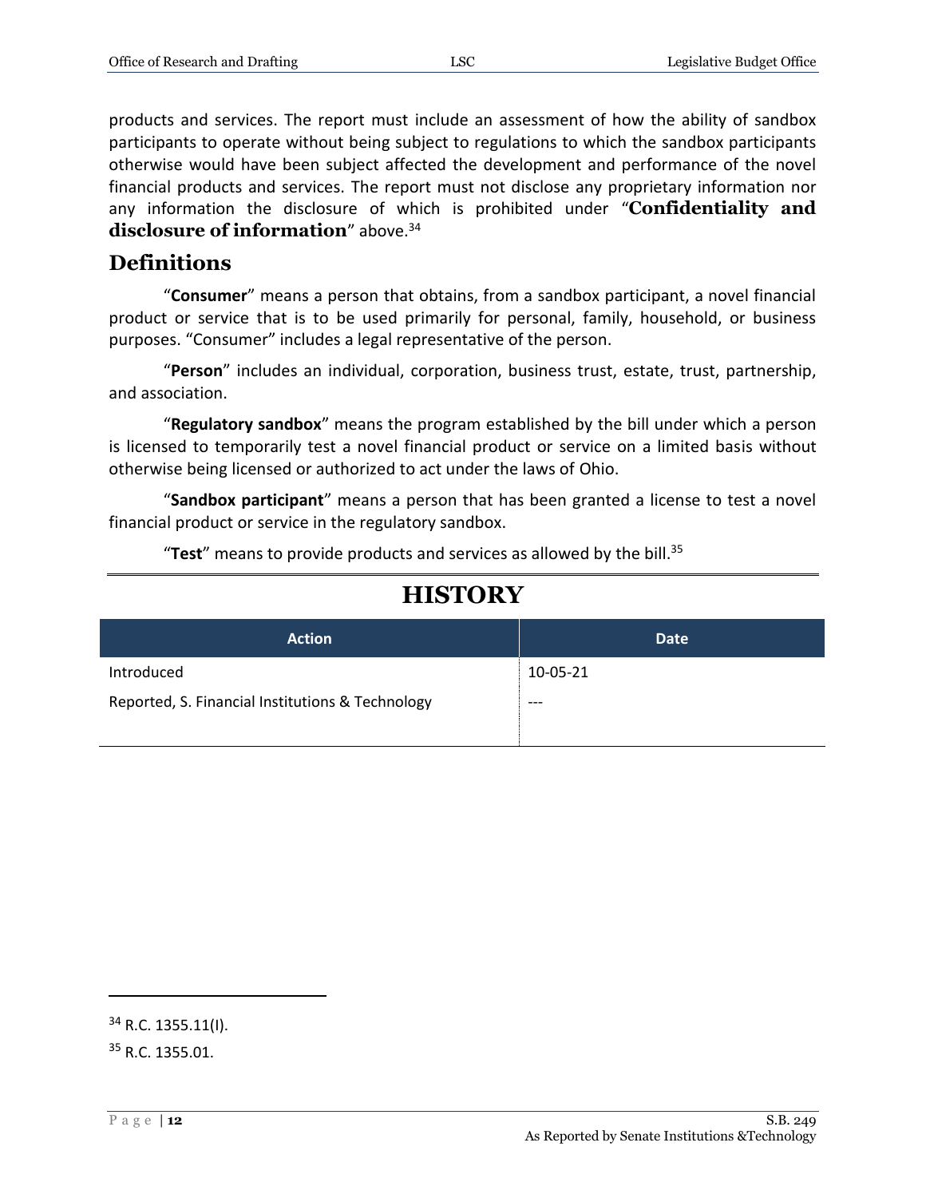products and services. The report must include an assessment of how the ability of sandbox participants to operate without being subject to regulations to which the sandbox participants otherwise would have been subject affected the development and performance of the novel financial products and services. The report must not disclose any proprietary information nor any information the disclosure of which is prohibited under "**Confidentiality and disclosure of information**" above.[34]

## Definitions

"**Consumer**" means a person that obtains, from a sandbox participant, a novel financial product or service that is to be used primarily for personal, family, household, or business purposes. "Consumer" includes a legal representative of the person.

"**Person**" includes an individual, corporation, business trust, estate, trust, partnership, and association.

"**Regulatory sandbox**" means the program established by the bill under which a person is licensed to temporarily test a novel financial product or service on a limited basis without otherwise being licensed or authorized to act under the laws of Ohio.

"**Sandbox participant**" means a person that has been granted a license to test a novel financial product or service in the regulatory sandbox.

"**Test**" means to provide products and services as allowed by the bill.[35]

# HISTORY

| Action | Date |
|---|---|
| Introduced | 10-05-21 |
| Reported, S. Financial Institutions & Technology | --- |

[34] R.C. 1355.11(I).

[35] R.C. 1355.01.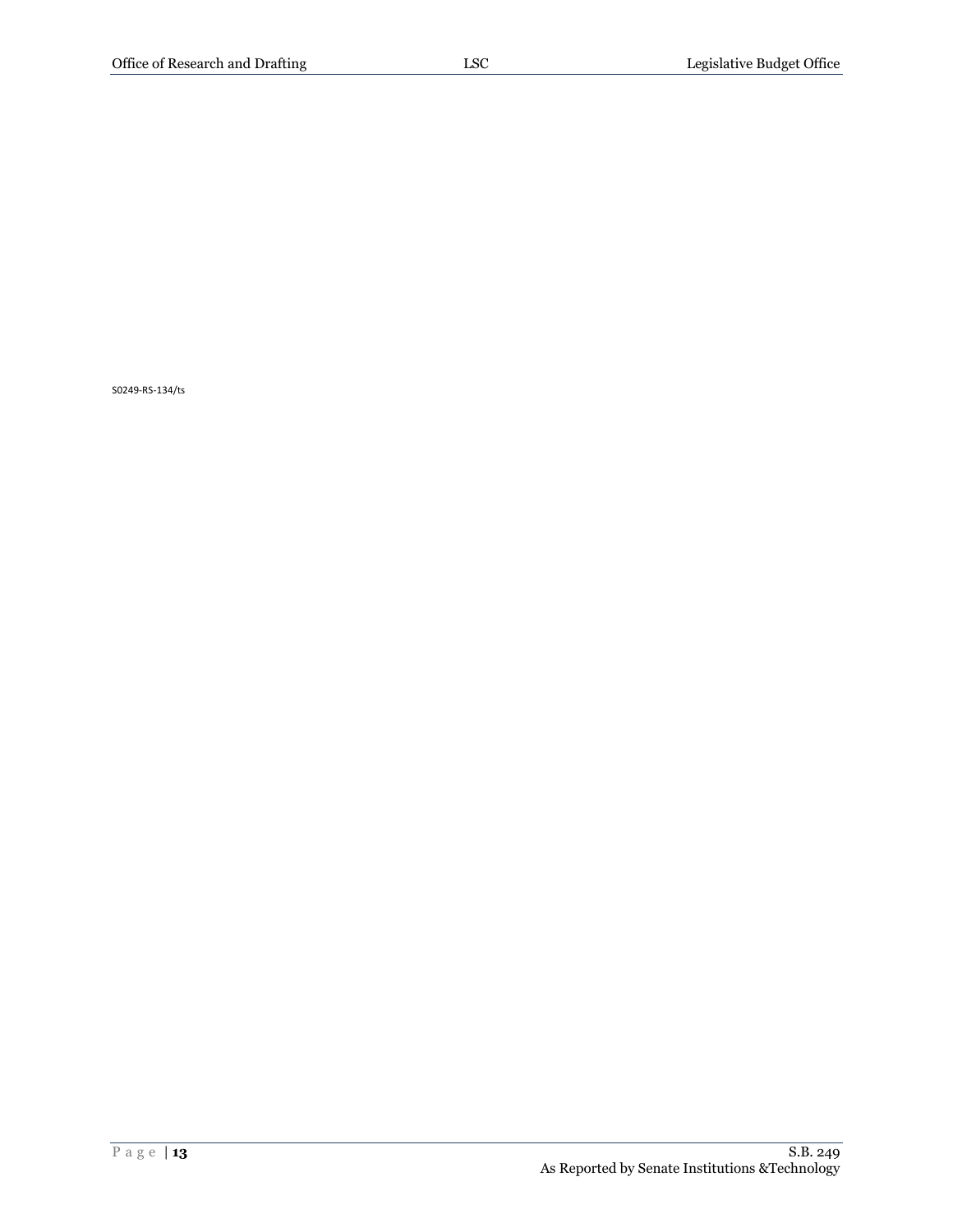S0249-RS-134/ts